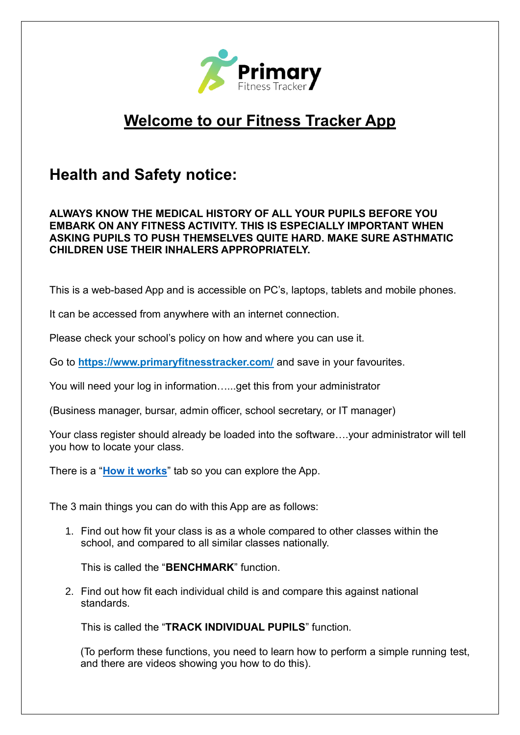Primary
Fitness Tracker

# Welcome to our Fitness Tracker App

## Health and Safety notice:

**ALWAYS KNOW THE MEDICAL HISTORY OF ALL YOUR PUPILS BEFORE YOU EMBARK ON ANY FITNESS ACTIVITY. THIS IS ESPECIALLY IMPORTANT WHEN ASKING PUPILS TO PUSH THEMSELVES QUITE HARD. MAKE SURE ASTHMATIC CHILDREN USE THEIR INHALERS APPROPRIATELY.**

This is a web-based App and is accessible on PC's, laptops, tablets and mobile phones.

It can be accessed from anywhere with an internet connection.

Please check your school's policy on how and where you can use it.

Go to **https://www.primaryfitnesstracker.com/** and save in your favourites.

You will need your log in information…...get this from your administrator

(Business manager, bursar, admin officer, school secretary, or IT manager)

Your class register should already be loaded into the software….your administrator will tell you how to locate your class.

There is a "**How it works**" tab so you can explore the App.

The 3 main things you can do with this App are as follows:

1. Find out how fit your class is as a whole compared to other classes within the school, and compared to all similar classes nationally.

   This is called the "**BENCHMARK**" function.

2. Find out how fit each individual child is and compare this against national standards.

   This is called the "**TRACK INDIVIDUAL PUPILS**" function.

   (To perform these functions, you need to learn how to perform a simple running test, and there are videos showing you how to do this).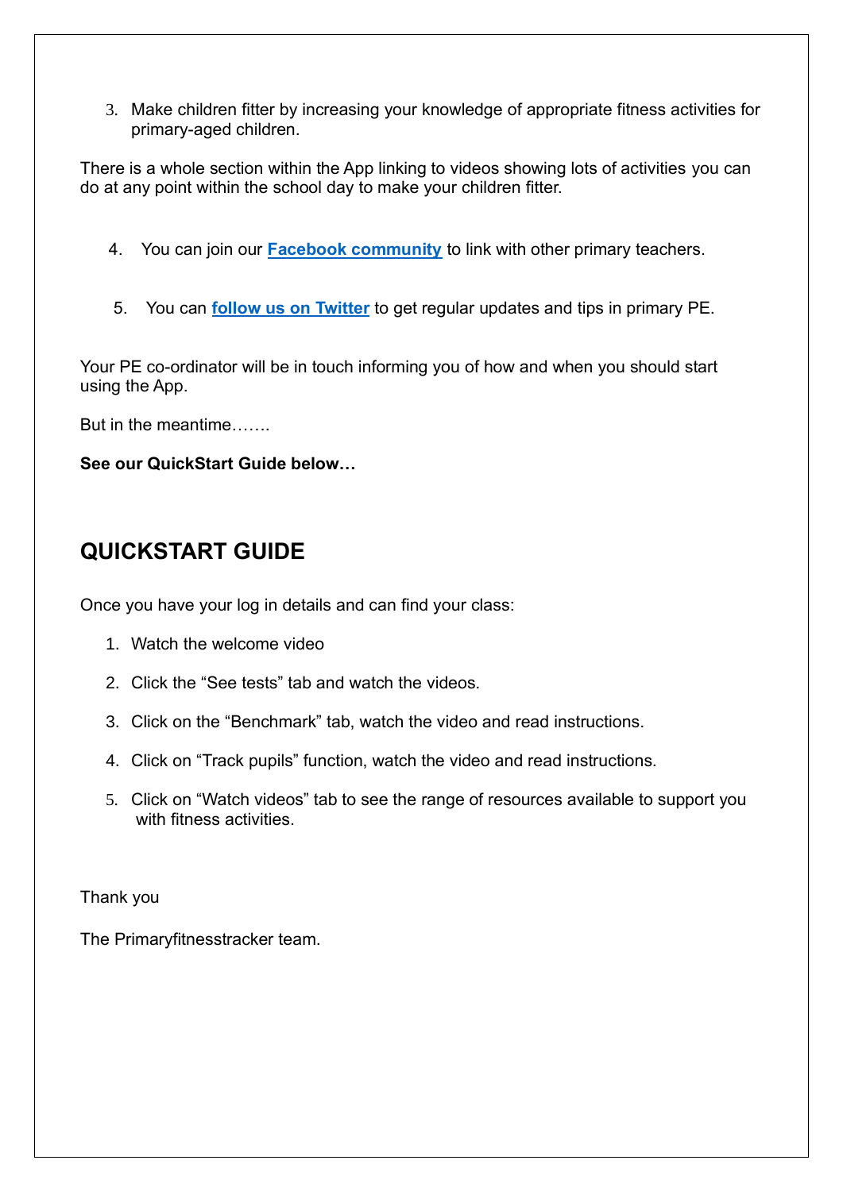3. Make children fitter by increasing your knowledge of appropriate fitness activities for primary-aged children.

There is a whole section within the App linking to videos showing lots of activities you can do at any point within the school day to make your children fitter.

4. You can join our **Facebook community** to link with other primary teachers.

5. You can **follow us on Twitter** to get regular updates and tips in primary PE.

Your PE co-ordinator will be in touch informing you of how and when you should start using the App.

But in the meantime…….

**See our QuickStart Guide below…**

## QUICKSTART GUIDE

Once you have your log in details and can find your class:

1. Watch the welcome video
2. Click the “See tests” tab and watch the videos.
3. Click on the “Benchmark” tab, watch the video and read instructions.
4. Click on “Track pupils” function, watch the video and read instructions.
5. Click on “Watch videos” tab to see the range of resources available to support you with fitness activities.

Thank you

The Primaryfitnesstracker team.